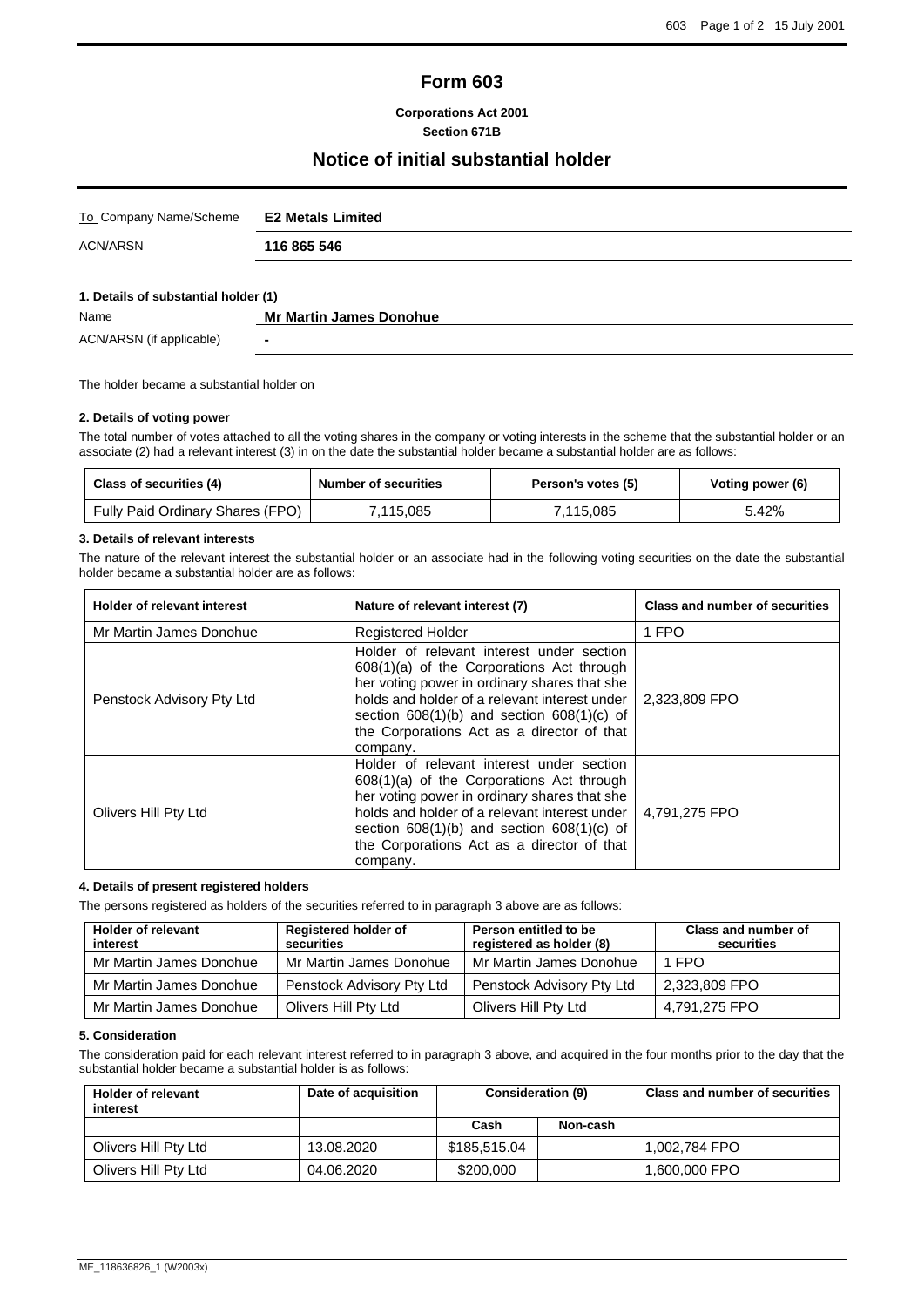# Form 603

**Corporations Act 2001**
**Section 671B**

## Notice of initial substantial holder

| To Company Name/Scheme | **E2 Metals Limited** |
|---|---|
| ACN/ARSN | **116 865 546** |

### 1. Details of substantial holder (1)

| Name | **Mr Martin James Donohue** |
|---|---|
| ACN/ARSN (if applicable) | **-** |

The holder became a substantial holder on

### 2. Details of voting power

The total number of votes attached to all the voting shares in the company or voting interests in the scheme that the substantial holder or an associate (2) had a relevant interest (3) in on the date the substantial holder became a substantial holder are as follows:

| Class of securities (4) | Number of securities | Person's votes (5) | Voting power (6) |
|---|---|---|---|
| Fully Paid Ordinary Shares (FPO) | 7,115,085 | 7,115,085 | 5.42% |

### 3. Details of relevant interests

The nature of the relevant interest the substantial holder or an associate had in the following voting securities on the date the substantial holder became a substantial holder are as follows:

| Holder of relevant interest | Nature of relevant interest (7) | Class and number of securities |
|---|---|---|
| Mr Martin James Donohue | Registered Holder | 1 FPO |
| Penstock Advisory Pty Ltd | Holder of relevant interest under section 608(1)(a) of the Corporations Act through her voting power in ordinary shares that she holds and holder of a relevant interest under section 608(1)(b) and section 608(1)(c) of the Corporations Act as a director of that company. | 2,323,809 FPO |
| Olivers Hill Pty Ltd | Holder of relevant interest under section 608(1)(a) of the Corporations Act through her voting power in ordinary shares that she holds and holder of a relevant interest under section 608(1)(b) and section 608(1)(c) of the Corporations Act as a director of that company. | 4,791,275 FPO |

### 4. Details of present registered holders

The persons registered as holders of the securities referred to in paragraph 3 above are as follows:

| Holder of relevant interest | Registered holder of securities | Person entitled to be registered as holder (8) | Class and number of securities |
|---|---|---|---|
| Mr Martin James Donohue | Mr Martin James Donohue | Mr Martin James Donohue | 1 FPO |
| Mr Martin James Donohue | Penstock Advisory Pty Ltd | Penstock Advisory Pty Ltd | 2,323,809 FPO |
| Mr Martin James Donohue | Olivers Hill Pty Ltd | Olivers Hill Pty Ltd | 4,791,275 FPO |

### 5. Consideration

The consideration paid for each relevant interest referred to in paragraph 3 above, and acquired in the four months prior to the day that the substantial holder became a substantial holder is as follows:

| Holder of relevant interest | Date of acquisition | Consideration (9) | | Class and number of securities |
|---|---|---|---|---|
| | | Cash | Non-cash | |
| Olivers Hill Pty Ltd | 13.08.2020 | $185,515.04 | | 1,002,784 FPO |
| Olivers Hill Pty Ltd | 04.06.2020 | $200,000 | | 1,600,000 FPO |

ME_118636826_1 (W2003x)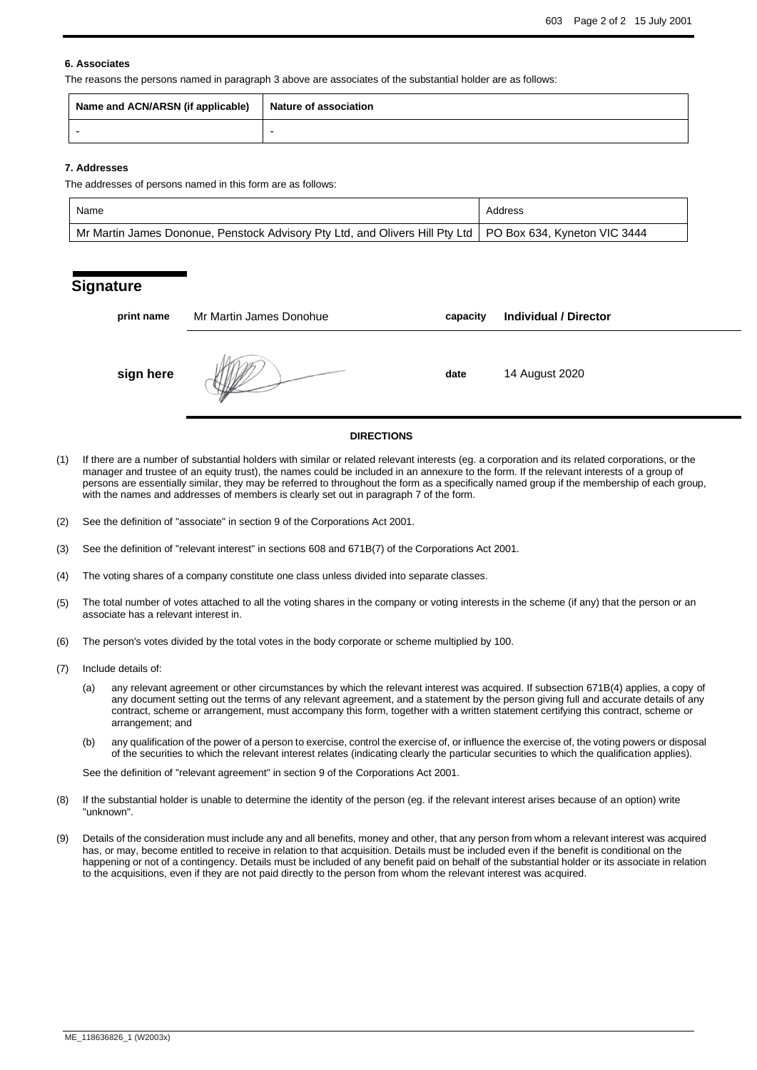#### 6. Associates

The reasons the persons named in paragraph 3 above are associates of the substantial holder are as follows:

| Name and ACN/ARSN (if applicable) | Nature of association |
|---|---|
| - | - |

#### 7. Addresses

The addresses of persons named in this form are as follows:

| Name | Address |
|---|---|
| Mr Martin James Dononue, Penstock Advisory Pty Ltd, and Olivers Hill Pty Ltd | PO Box 634, Kyneton VIC 3444 |

## Signature

| | | | |
|---|---|---|---|
| print name | Mr Martin James Donohue | capacity | Individual / Director |
| sign here | | date | 14 August 2020 |

**DIRECTIONS**

(1) If there are a number of substantial holders with similar or related relevant interests (eg. a corporation and its related corporations, or the manager and trustee of an equity trust), the names could be included in an annexure to the form. If the relevant interests of a group of persons are essentially similar, they may be referred to throughout the form as a specifically named group if the membership of each group, with the names and addresses of members is clearly set out in paragraph 7 of the form.

(2) See the definition of "associate" in section 9 of the Corporations Act 2001.

(3) See the definition of "relevant interest" in sections 608 and 671B(7) of the Corporations Act 2001.

(4) The voting shares of a company constitute one class unless divided into separate classes.

(5) The total number of votes attached to all the voting shares in the company or voting interests in the scheme (if any) that the person or an associate has a relevant interest in.

(6) The person's votes divided by the total votes in the body corporate or scheme multiplied by 100.

(7) Include details of:

- (a) any relevant agreement or other circumstances by which the relevant interest was acquired. If subsection 671B(4) applies, a copy of any document setting out the terms of any relevant agreement, and a statement by the person giving full and accurate details of any contract, scheme or arrangement, must accompany this form, together with a written statement certifying this contract, scheme or arrangement; and
- (b) any qualification of the power of a person to exercise, control the exercise of, or influence the exercise of, the voting powers or disposal of the securities to which the relevant interest relates (indicating clearly the particular securities to which the qualification applies).

See the definition of "relevant agreement" in section 9 of the Corporations Act 2001.

(8) If the substantial holder is unable to determine the identity of the person (eg. if the relevant interest arises because of an option) write "unknown".

(9) Details of the consideration must include any and all benefits, money and other, that any person from whom a relevant interest was acquired has, or may, become entitled to receive in relation to that acquisition. Details must be included even if the benefit is conditional on the happening or not of a contingency. Details must be included of any benefit paid on behalf of the substantial holder or its associate in relation to the acquisitions, even if they are not paid directly to the person from whom the relevant interest was acquired.